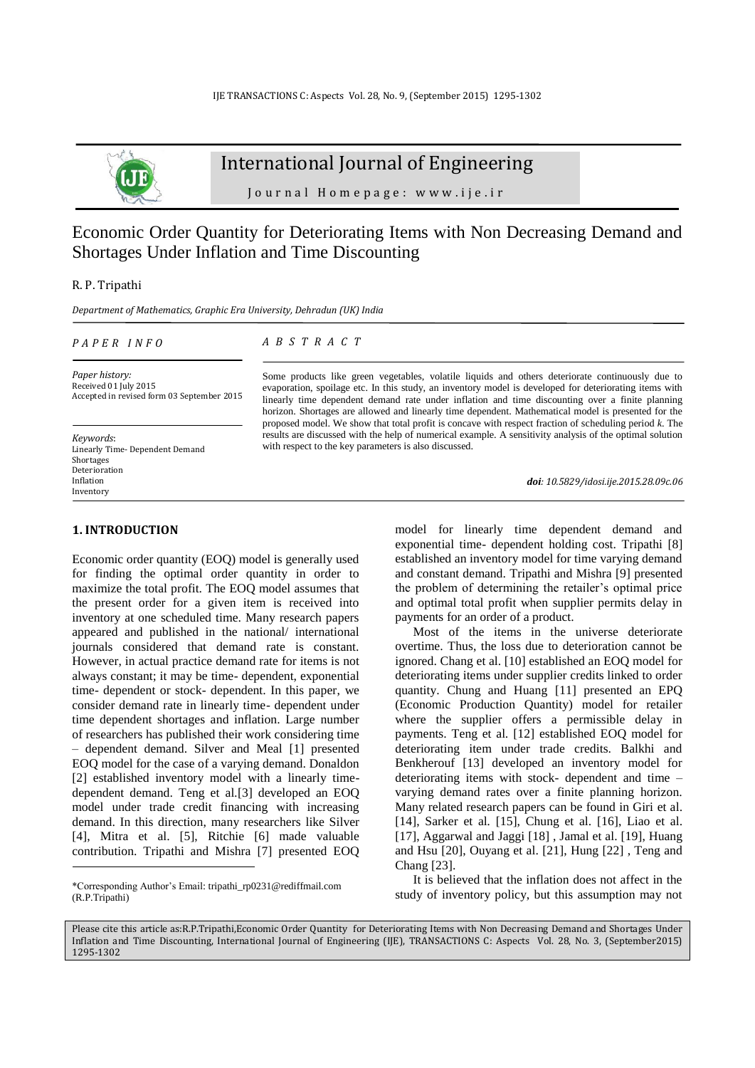# International Journal of Engineering

Journal Homepage: www.ije.ir

# Economic Order Quantity for Deteriorating Items with Non Decreasing Demand and Shortages Under Inflation and Time Discounting

R. P. Tripathi

*Department of Mathematics, Graphic Era University, Dehradun (UK) India*

*PAPER INFO*

*Paper history:*
Received 01 July 2015
Accepted in revised form 03 September 2015

*Keywords*:
Linearly Time- Dependent Demand
Shortages
Deterioration
Inflation
Inventory

*ABSTRACT*

Some products like green vegetables, volatile liquids and others deteriorate continuously due to evaporation, spoilage etc. In this study, an inventory model is developed for deteriorating items with linearly time dependent demand rate under inflation and time discounting over a finite planning horizon. Shortages are allowed and linearly time dependent. Mathematical model is presented for the proposed model. We show that total profit is concave with respect fraction of scheduling period *k*. The results are discussed with the help of numerical example. A sensitivity analysis of the optimal solution with respect to the key parameters is also discussed.

***doi**: 10.5829/idosi.ije.2015.28.09c.06*

## 1. INTRODUCTION

Economic order quantity (EOQ) model is generally used for finding the optimal order quantity in order to maximize the total profit. The EOQ model assumes that the present order for a given item is received into inventory at one scheduled time. Many research papers appeared and published in the national/ international journals considered that demand rate is constant. However, in actual practice demand rate for items is not always constant; it may be time- dependent, exponential time- dependent or stock- dependent. In this paper, we consider demand rate in linearly time- dependent under time dependent shortages and inflation. Large number of researchers has published their work considering time – dependent demand. Silver and Meal [1] presented EOQ model for the case of a varying demand. Donaldon [2] established inventory model with a linearly time-dependent demand. Teng et al.[3] developed an EOQ model under trade credit financing with increasing demand. In this direction, many researchers like Silver [4], Mitra et al. [5], Ritchie [6] made valuable contribution. Tripathi and Mishra [7] presented EOQ model for linearly time dependent demand and exponential time- dependent holding cost. Tripathi [8] established an inventory model for time varying demand and constant demand. Tripathi and Mishra [9] presented the problem of determining the retailer's optimal price and optimal total profit when supplier permits delay in payments for an order of a product.

Most of the items in the universe deteriorate overtime. Thus, the loss due to deterioration cannot be ignored. Chang et al. [10] established an EOQ model for deteriorating items under supplier credits linked to order quantity. Chung and Huang [11] presented an EPQ (Economic Production Quantity) model for retailer where the supplier offers a permissible delay in payments. Teng et al. [12] established EOQ model for deteriorating item under trade credits. Balkhi and Benkherouf [13] developed an inventory model for deteriorating items with stock- dependent and time – varying demand rates over a finite planning horizon. Many related research papers can be found in Giri et al. [14], Sarker et al. [15], Chung et al. [16], Liao et al. [17], Aggarwal and Jaggi [18] , Jamal et al. [19], Huang and Hsu [20], Ouyang et al. [21], Hung [22] , Teng and Chang [23].

It is believed that the inflation does not affect in the study of inventory policy, but this assumption may not

\*Corresponding Author's Email: tripathi_rp0231@rediffmail.com (R.P.Tripathi)

Please cite this article as:R.P.Tripathi,Economic Order Quantity for Deteriorating Items with Non Decreasing Demand and Shortages Under Inflation and Time Discounting, International Journal of Engineering (IJE), TRANSACTIONS C: Aspects Vol. 28, No. 3, (September2015) 1295-1302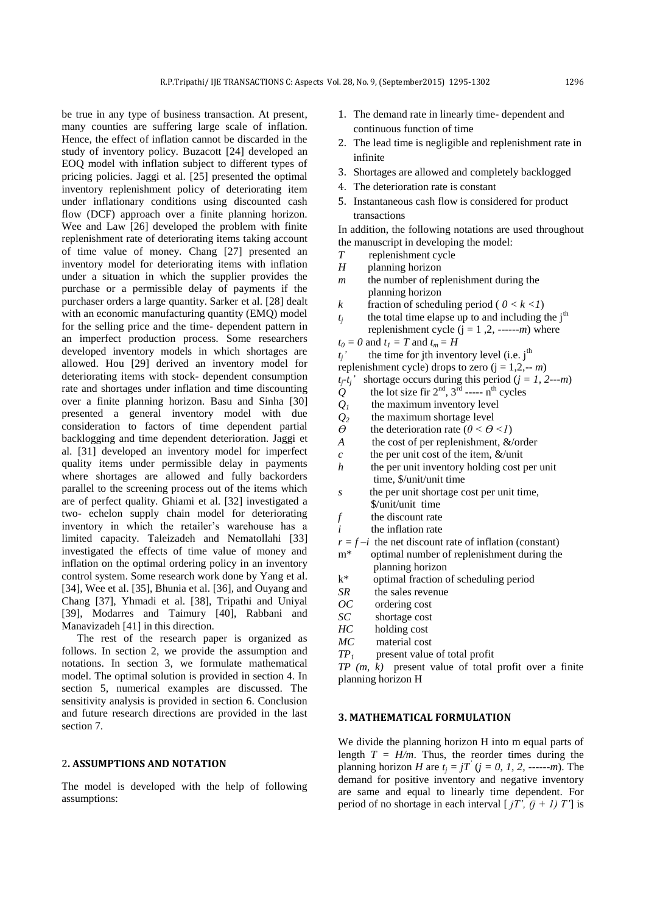be true in any type of business transaction. At present, many counties are suffering large scale of inflation. Hence, the effect of inflation cannot be discarded in the study of inventory policy. Buzacott [24] developed an EOQ model with inflation subject to different types of pricing policies. Jaggi et al. [25] presented the optimal inventory replenishment policy of deteriorating item under inflationary conditions using discounted cash flow (DCF) approach over a finite planning horizon. Wee and Law [26] developed the problem with finite replenishment rate of deteriorating items taking account of time value of money. Chang [27] presented an inventory model for deteriorating items with inflation under a situation in which the supplier provides the purchase or a permissible delay of payments if the purchaser orders a large quantity. Sarker et al. [28] dealt with an economic manufacturing quantity (EMQ) model for the selling price and the time- dependent pattern in an imperfect production process. Some researchers developed inventory models in which shortages are allowed. Hou [29] derived an inventory model for deteriorating items with stock- dependent consumption rate and shortages under inflation and time discounting over a finite planning horizon. Basu and Sinha [30] presented a general inventory model with due consideration to factors of time dependent partial backlogging and time dependent deterioration. Jaggi et al. [31] developed an inventory model for imperfect quality items under permissible delay in payments where shortages are allowed and fully backorders parallel to the screening process out of the items which are of perfect quality. Ghiami et al. [32] investigated a two- echelon supply chain model for deteriorating inventory in which the retailer's warehouse has a limited capacity. Taleizadeh and Nematollahi [33] investigated the effects of time value of money and inflation on the optimal ordering policy in an inventory control system. Some research work done by Yang et al. [34], Wee et al. [35], Bhunia et al. [36], and Ouyang and Chang [37], Yhmadi et al. [38], Tripathi and Uniyal [39], Modarres and Taimury [40], Rabbani and Manavizadeh [41] in this direction.

The rest of the research paper is organized as follows. In section 2, we provide the assumption and notations. In section 3, we formulate mathematical model. The optimal solution is provided in section 4. In section 5, numerical examples are discussed. The sensitivity analysis is provided in section 6. Conclusion and future research directions are provided in the last section 7.

## 2. ASSUMPTIONS AND NOTATION

The model is developed with the help of following assumptions:

1. The demand rate in linearly time- dependent and continuous function of time
2. The lead time is negligible and replenishment rate in infinite
3. Shortages are allowed and completely backlogged
4. The deterioration rate is constant
5. Instantaneous cash flow is considered for product transactions

In addition, the following notations are used throughout the manuscript in developing the model:

- $T$ replenishment cycle
- $H$ planning horizon
- $m$ the number of replenishment during the planning horizon
- $k$ fraction of scheduling period ( $0 < k < 1$)
- $t_j$ the total time elapse up to and including the $j^{th}$ replenishment cycle (j = 1 ,2, ------$m$) where $t_0 = 0$ and $t_1 = T$ and $t_m = H$
- $t_j'$ the time for jth inventory level (i.e. $j^{th}$ replenishment cycle) drops to zero (j = 1,2,-- $m$)
- $t_j$-$t_j'$ shortage occurs during this period ($j = 1, 2$---$m$)
- $Q$ the lot size fir $2^{nd}$, $3^{rd}$ ----- $n^{th}$ cycles
- $Q_1$ the maximum inventory level
- $Q_2$ the maximum shortage level
- $\Theta$ the deterioration rate ($0 < \Theta < 1$)
- $A$ the cost of per replenishment, &/order
- $c$ the per unit cost of the item, &/unit
- $h$ the per unit inventory holding cost per unit time, \$/unit/unit time
- $s$ the per unit shortage cost per unit times, \$/unit/unit time
- $f$ the discount rate
- $i$ the inflation rate
- $r = f - i$ the net discount rate of inflation (constant)
- m* optimal number of replenishment during the planning horizon
- k* optimal fraction of scheduling period
- $SR$ the sales revenue
- $OC$ ordering cost
- $SC$ shortage cost
- $HC$ holding cost
- $MC$ material cost
- $TP_1$ present value of total profit
- $TP$ $(m, k)$ present value of total profit over a finite planning horizon H

## 3. MATHEMATICAL FORMULATION

We divide the planning horizon H into m equal parts of length $T = H/m$. Thus, the reorder times during the planning horizon $H$ are $t_j = jT'$ ($j = 0, 1, 2,$ ------$m$). The demand for positive inventory and negative inventory are same and equal to linearly time dependent. For period of no shortage in each interval [ $jT'$, $(j + 1)$ $T'$] is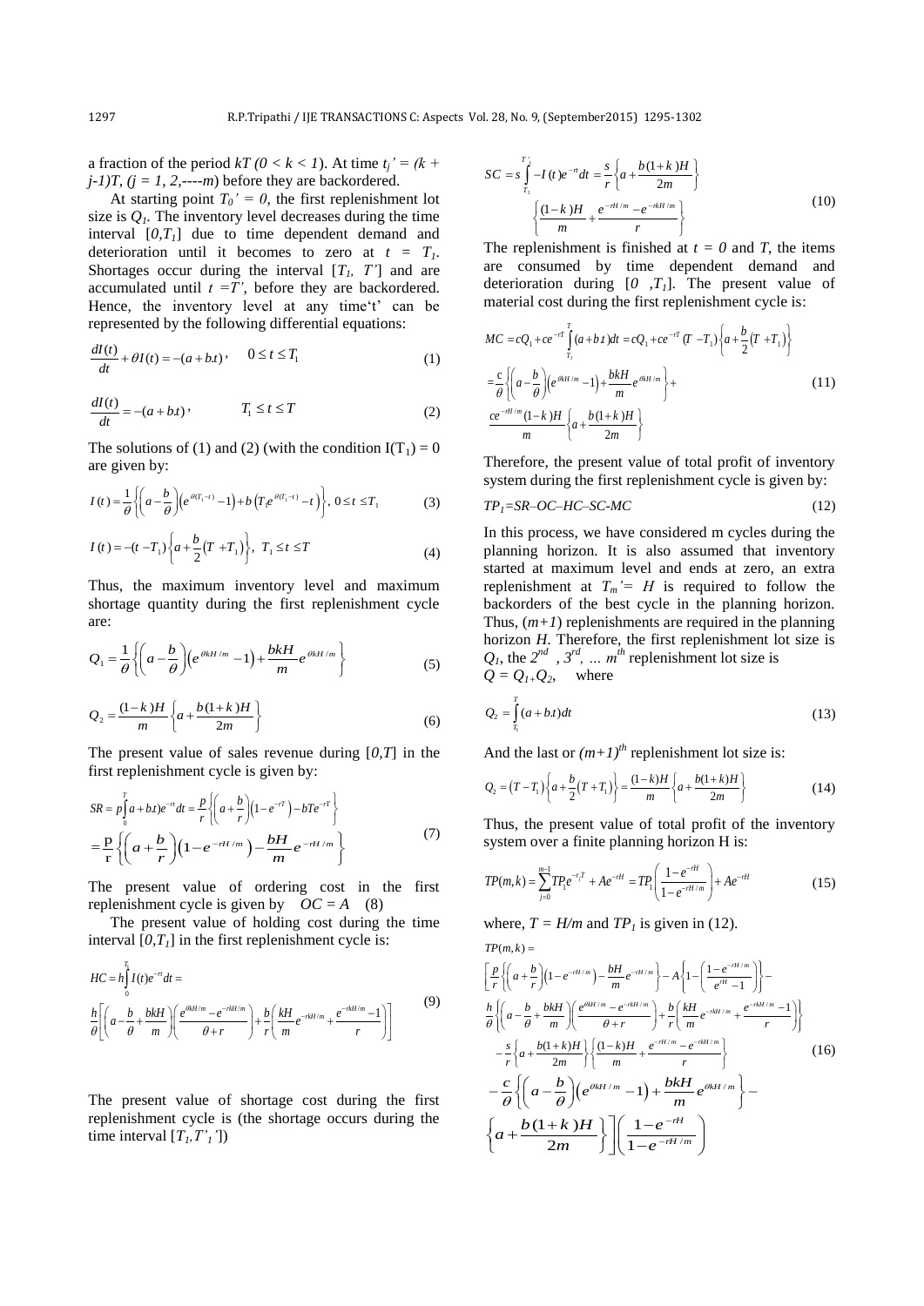a fraction of the period $kT$ $(0 < k < 1)$. At time $t_j' = (k + j\text{-}1)T$, $(j = 1, 2,----m)$ before they are backordered.

At starting point $T_0' = 0$, the first replenishment lot size is $Q_1$. The inventory level decreases during the time interval $[0,T_1]$ due to time dependent demand and deterioration until it becomes to zero at $t = T_1$. Shortages occur during the interval $[T_1, T']$ and are accumulated until $t = T'$, before they are backordered. Hence, the inventory level at any time't' can be represented by the following differential equations:

$$\frac{dI(t)}{dt} + \theta I(t) = -(a + b.t), \quad 0 \le t \le T_1 \tag{1}$$

$$\frac{dI(t)}{dt} = -(a + b.t), \quad T_1 \le t \le T \tag{2}$$

The solutions of (1) and (2) (with the condition $I(T_1) = 0$ are given by:

$$I(t) = \frac{1}{\theta}\left\{\left(a - \frac{b}{\theta}\right)\left(e^{\theta(T_1 - t)} - 1\right) + b\left(T_1 e^{\theta(T_1 - t)} - t\right)\right\}, \; 0 \le t \le T_1 \tag{3}$$

$$I(t) = -(t - T_1)\left\{a + \frac{b}{2}(T + T_1)\right\}, \; T_1 \le t \le T \tag{4}$$

Thus, the maximum inventory level and maximum shortage quantity during the first replenishment cycle are:

$$Q_1 = \frac{1}{\theta}\left\{\left(a - \frac{b}{\theta}\right)\left(e^{\theta kH/m} - 1\right) + \frac{bkH}{m}e^{\theta kH/m}\right\} \tag{5}$$

$$Q_2 = \frac{(1-k)H}{m}\left\{a + \frac{b(1+k)H}{2m}\right\} \tag{6}$$

The present value of sales revenue during $[0,T]$ in the first replenishment cycle is given by:

$$SR = p\int_0^T a + bt)e^{-rt}dt = \frac{p}{r}\left\{\left(a + \frac{b}{r}\right)\left(1 - e^{-rT}\right) - bTe^{-rT}\right\}$$
$$= \frac{p}{r}\left\{\left(a + \frac{b}{r}\right)\left(1 - e^{-rH/m}\right) - \frac{bH}{m}e^{-rH/m}\right\} \tag{7}$$

The present value of ordering cost in the first replenishment cycle is given by $OC = A$ (8)

The present value of holding cost during the time interval $[0,T_1]$ in the first replenishment cycle is:

$$HC = h\int_0^{T_1} I(t)e^{-rt}dt =$$
$$\frac{h}{\theta}\left[\left(a - \frac{b}{\theta} + \frac{bkH}{m}\right)\left(\frac{e^{\theta kH/m} - e^{-rkH/m}}{\theta + r}\right) + \frac{b}{r}\left(\frac{kH}{m}e^{-rkH/m} + \frac{e^{-rkH/m} - 1}{r}\right)\right] \tag{9}$$

The present value of shortage cost during the first replenishment cycle is (the shortage occurs during the time interval $[T_1, T'_1]$)

$$SC = s\int_{T_1}^{T'_1} -I(t)e^{-rt}dt = \frac{s}{r}\left\{a + \frac{b(1+k)H}{2m}\right\}$$
$$\left\{\frac{(1-k)H}{m} + \frac{e^{-rH/m} - e^{-rkH/m}}{r}\right\} \tag{10}$$

The replenishment is finished at $t = 0$ and $T$, the items are consumed by time dependent demand and deterioration during $[0, T_1]$. The present value of material cost during the first replenishment cycle is:

$$MC = cQ_1 + ce^{-rT}\int_{T_1}^{T}(a + b\,t)dt = cQ_1 + ce^{-rT}(T - T_1)\left\{a + \frac{b}{2}(T + T_1)\right\}$$
$$= \frac{c}{\theta}\left\{\left(a - \frac{b}{\theta}\right)\left(e^{\theta kH/m} - 1\right) + \frac{bkH}{m}e^{\theta kH/m}\right\} +$$
$$\frac{ce^{-rH/m}(1-k)H}{m}\left\{a + \frac{b(1+k)H}{2m}\right\} \tag{11}$$

Therefore, the present value of total profit of inventory system during the first replenishment cycle is given by:

$$TP_1 = SR - OC - HC - SC - MC \tag{12}$$

In this process, we have considered m cycles during the planning horizon. It is also assumed that inventory started at maximum level and ends at zero, an extra replenishment at $T_m' = H$ is required to follow the backorders of the best cycle in the planning horizon. Thus, $(m+1)$ replenishments are required in the planning horizon $H$. Therefore, the first replenishment lot size is $Q_1$, the $2^{nd}$, $3^{rd}$, ... $m^{th}$ replenishment lot size is $Q = Q_1 + Q_2$, where

$$Q_2 = \int_{T_1}^{T}(a + b.t)dt \tag{13}$$

And the last or $(m+1)^{th}$ replenishment lot size is:

$$Q_2 = (T - T_1)\left\{a + \frac{b}{2}(T + T_1)\right\} = \frac{(1-k)H}{m}\left\{a + \frac{b(1+k)H}{2m}\right\} \tag{14}$$

Thus, the present value of total profit of the inventory system over a finite planning horizon H is:

$$TP(m,k) = \sum_{j=0}^{m-1} TP_1 e^{-r_j T} + Ae^{-rH} = TP_1\left(\frac{1 - e^{-rH}}{1 - e^{-rH/m}}\right) + Ae^{-rH} \tag{15}$$

where, $T = H/m$ and $TP_1$ is given in (12).

$$TP(m,k) =$$
$$\left[\frac{p}{r}\left\{\left(a + \frac{b}{r}\right)\left(1 - e^{-rH/m}\right) - \frac{bH}{m}e^{-rH/m}\right\} - A\left\{1 - \left(\frac{1 - e^{-rH/m}}{e^{rH} - 1}\right)\right\} -\right.$$
$$\frac{h}{\theta}\left\{\left(a - \frac{b}{\theta} + \frac{bkH}{m}\right)\left(\frac{e^{\theta kH/m} - e^{-rkH/m}}{\theta + r}\right) + \frac{b}{r}\left(\frac{kH}{m}e^{-rkH/m} + \frac{e^{-rkH/m} - 1}{r}\right)\right\}$$
$$-\frac{s}{r}\left\{a + \frac{b(1+k)H}{2m}\right\}\left\{\frac{(1-k)H}{m} + \frac{e^{-rH/m} - e^{-rkH/m}}{r}\right\} \tag{16}$$
$$-\frac{c}{\theta}\left\{\left(a - \frac{b}{\theta}\right)\left(e^{\theta kH/m} - 1\right) + \frac{bkH}{m}e^{\theta kH/m}\right\} -$$
$$\left.\left\{a + \frac{b(1+k)H}{2m}\right\}\right]\left(\frac{1 - e^{-rH}}{1 - e^{-rH/m}}\right)$$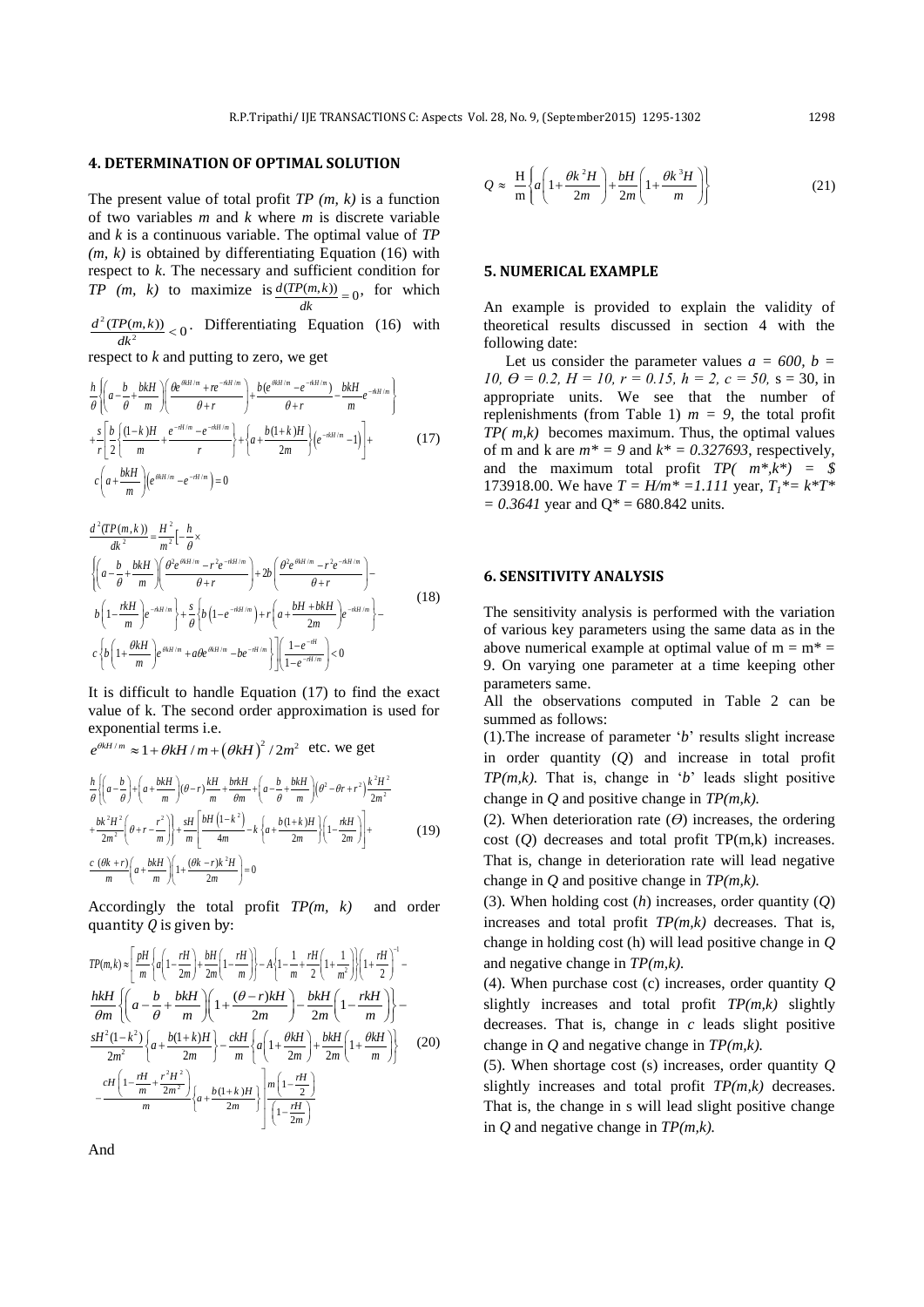## 4. DETERMINATION OF OPTIMAL SOLUTION

The present value of total profit *TP (m, k)* is a function of two variables *m* and *k* where *m* is discrete variable and *k* is a continuous variable. The optimal value of *TP (m, k)* is obtained by differentiating Equation (16) with respect to *k*. The necessary and sufficient condition for *TP (m, k)* to maximize is $\frac{d(TP(m,k))}{dk}=0$, for which $\frac{d^2(TP(m,k))}{dk^2}<0$. Differentiating Equation (16) with respect to *k* and putting to zero, we get

$$\frac{h}{\theta}\left\{\left(a-\frac{b}{\theta}+\frac{bkH}{m}\right)\left(\frac{\theta e^{\theta kH/m}+re^{-rkH/m}}{\theta+r}\right)+\frac{b(e^{\theta kH/m}-e^{-rkH/m})}{\theta+r}-\frac{bkH}{m}e^{-rkH/m}\right\}$$
$$+\frac{s}{r}\left[\frac{b}{2}\left\{\frac{(1-k)H}{m}+\frac{e^{-rH/m}-e^{-rkH/m}}{r}\right\}+\left\{a+\frac{b(1+k)H}{2m}\right\}\left(e^{-rkH/m}-1\right)\right]+ \tag{17}$$
$$c\left(a+\frac{bkH}{m}\right)\left(e^{\theta kH/m}-e^{-rH/m}\right)=0$$

$$\frac{d^2(TP(m,k))}{dk^2}=\frac{H^2}{m^2}\left[-\frac{h}{\theta}\times\right.$$
$$\left\{\left(a-\frac{b}{\theta}+\frac{bkH}{m}\right)\left(\frac{\theta^2e^{\theta kH/m}-r^2e^{-rkH/m}}{\theta+r}\right)+2b\left(\frac{\theta^2e^{\theta kH/m}-r^2e^{-rkH/m}}{\theta+r}\right)-\right.$$
$$\left.b\left(1-\frac{rkH}{m}\right)e^{-rkH/m}\right\}+\frac{s}{\theta}\left\{b\left(1-e^{-rkH/m}\right)+r\left(a+\frac{bH+bkH}{2m}\right)e^{-rkH/m}\right\}- \tag{18}$$
$$\left.c\left\{b\left(1+\frac{\theta kH}{m}\right)e^{\theta kH/m}+a\theta e^{\theta kH/m}-be^{-rH/m}\right\}\right]\left(\frac{1-e^{-rH}}{1-e^{-rH/m}}\right)<0$$

It is difficult to handle Equation (17) to find the exact value of k. The second order approximation is used for exponential terms i.e.

$e^{\theta kH/m}\approx 1+\theta kH/m+(\theta kH)^2/2m^2$ etc. we get

$$\frac{h}{\theta}\left[\left\{a-\frac{b}{\theta}\right)+\left(a+\frac{bkH}{m}\right)(\theta-r)\frac{kH}{m}+\frac{brkH}{\theta m}+\left(a-\frac{b}{\theta}+\frac{bkH}{m}\right)\left(\theta^2-\theta r+r^2\right)\frac{k^2H^2}{2m^2}\right.$$
$$\left.+\frac{bk^2H^2}{2m^2}\left(\theta+r-\frac{r^2}{m}\right)\right\}+\frac{sH}{m}\left[\frac{bH\left(1-k^2\right)}{4m}-k\left\{a+\frac{b(1+k)H}{2m}\right\}\left(1-\frac{rkH}{2m}\right)\right]+ \tag{19}$$
$$\frac{c\,(\theta k+r)}{m}\left(a+\frac{bkH}{m}\right)\left(1+\frac{(\theta k-r)k^2H}{2m}\right)=0$$

Accordingly the total profit *TP(m, k)* and order quantity *Q* is given by:

$$TP(m,k)\approx\left[\frac{pH}{m}\left\{a\left(1-\frac{rH}{2m}\right)+\frac{bH}{2m}\left(1-\frac{rH}{m}\right)\right\}-A\left\{1-\frac{1}{m}+\frac{rH}{2}\left(1+\frac{1}{m^2}\right)\right\}\left(1+\frac{rH}{2}\right)^{-1}-\right.$$
$$\frac{hkH}{\theta m}\left\{\left(a-\frac{b}{\theta}+\frac{bkH}{m}\right)\left(1+\frac{(\theta-r)kH}{2m}\right)-\frac{bkH}{2m}\left(1-\frac{rkH}{m}\right)\right\}-$$
$$\frac{sH^2(1-k^2)}{2m^2}\left\{a+\frac{b(1+k)H}{2m}\right\}-\frac{ckH}{m}\left\{a\left(1+\frac{\theta kH}{2m}\right)+\frac{bkH}{2m}\left(1+\frac{\theta kH}{m}\right)\right\} \tag{20}$$
$$\left.-\frac{cH\left(1-\frac{rH}{m}+\frac{r^2H^2}{2m^2}\right)}{m}\left\{a+\frac{b(1+k)H}{2m}\right\}\right]\frac{m\left(1-\frac{rH}{2}\right)}{\left(1-\frac{rH}{2m}\right)}$$

And

$$Q\approx\frac{H}{m}\left\{a\left(1+\frac{\theta k^2H}{2m}\right)+\frac{bH}{2m}\left(1+\frac{\theta k^3H}{m}\right)\right\} \tag{21}$$

## 5. NUMERICAL EXAMPLE

An example is provided to explain the validity of theoretical results discussed in section 4 with the following date:

Let us consider the parameter values *a = 600*, *b = 10*, *Ө = 0.2*, *H = 10*, *r = 0.15*, *h = 2*, *c = 50*, s = 30, in appropriate units. We see that the number of replenishments (from Table 1) *m = 9*, the total profit *TP( m,k)* becomes maximum. Thus, the optimal values of m and k are *m\* = 9* and *k\* = 0.327693*, respectively, and the maximum total profit *TP( m\*,k\*) = $* 173918.00. We have *T = H/m\* =1.111* year, $T_1$*\*= k\*T\* = 0.3641* year and Q\* = 680.842 units.

## 6. SENSITIVITY ANALYSIS

The sensitivity analysis is performed with the variation of various key parameters using the same data as in the above numerical example at optimal value of m = m\* = 9. On varying one parameter at a time keeping other parameters same.

All the observations computed in Table 2 can be summed as follows:

(1).The increase of parameter '*b*' results slight increase in order quantity (*Q*) and increase in total profit *TP(m,k)*. That is, change in '*b*' leads slight positive change in *Q* and positive change in *TP(m,k)*.

(2). When deterioration rate (*Ө*) increases, the ordering cost (*Q*) decreases and total profit TP(m,k) increases. That is, change in deterioration rate will lead negative change in *Q* and positive change in *TP(m,k)*.

(3). When holding cost (*h*) increases, order quantity (*Q*) increases and total profit *TP(m,k)* decreases. That is, change in holding cost (h) will lead positive change in *Q* and negative change in *TP(m,k)*.

(4). When purchase cost (c) increases, order quantity *Q* slightly increases and total profit *TP(m,k)* slightly decreases. That is, change in *c* leads slight positive change in *Q* and negative change in *TP(m,k)*.

(5). When shortage cost (s) increases, order quantity *Q* slightly increases and total profit *TP(m,k)* decreases. That is, the change in s will lead slight positive change in *Q* and negative change in *TP(m,k)*.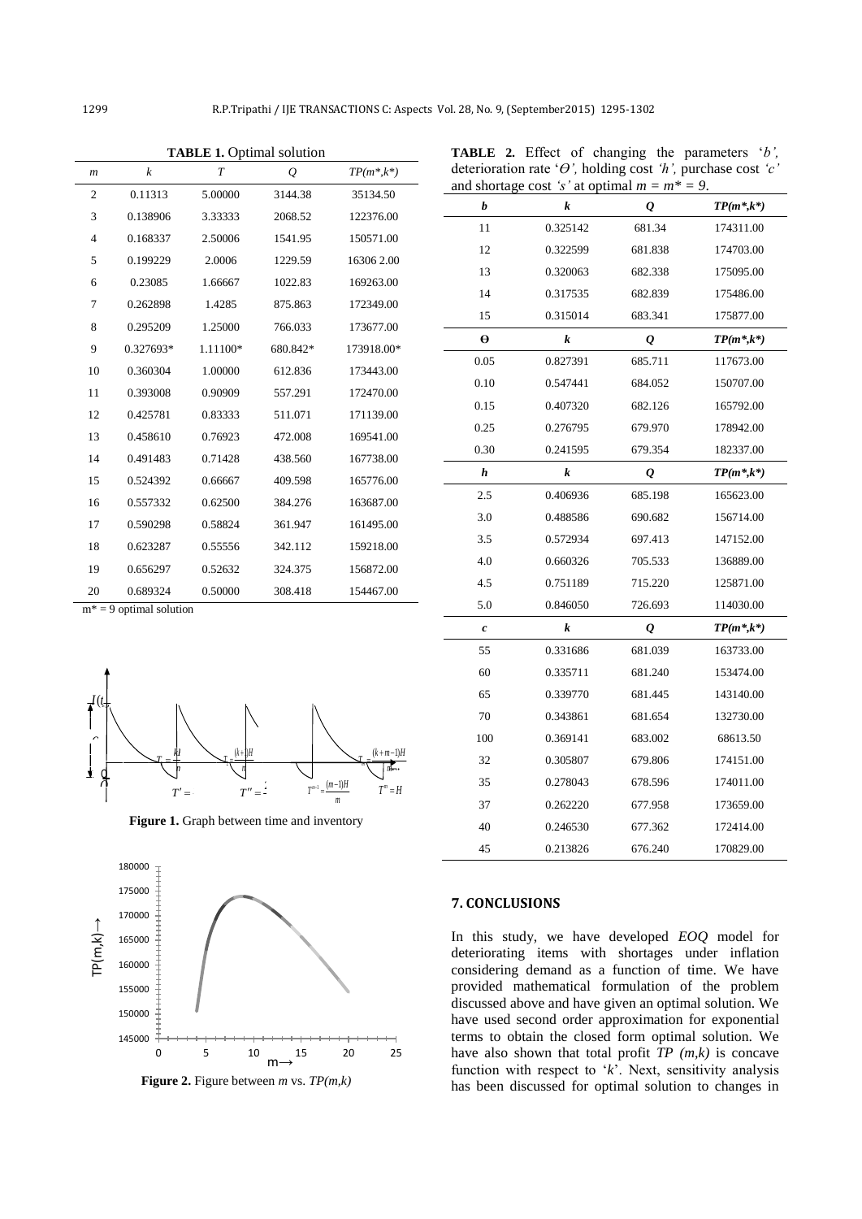**TABLE 1.** Optimal solution

| $m$ | $k$ | $T$ | $Q$ | $TP(m^*,k^*)$ |
|---|---|---|---|---|
| 2 | 0.11313 | 5.00000 | 3144.38 | 35134.50 |
| 3 | 0.138906 | 3.33333 | 2068.52 | 122376.00 |
| 4 | 0.168337 | 2.50006 | 1541.95 | 150571.00 |
| 5 | 0.199229 | 2.0006 | 1229.59 | 16306 2.00 |
| 6 | 0.23085 | 1.66667 | 1022.83 | 169263.00 |
| 7 | 0.262898 | 1.4285 | 875.863 | 172349.00 |
| 8 | 0.295209 | 1.25000 | 766.033 | 173677.00 |
| 9 | 0.327693* | 1.11100* | 680.842* | 173918.00* |
| 10 | 0.360304 | 1.00000 | 612.836 | 173443.00 |
| 11 | 0.393008 | 0.90909 | 557.291 | 172470.00 |
| 12 | 0.425781 | 0.83333 | 511.071 | 171139.00 |
| 13 | 0.458610 | 0.76923 | 472.008 | 169541.00 |
| 14 | 0.491483 | 0.71428 | 438.560 | 167738.00 |
| 15 | 0.524392 | 0.66667 | 409.598 | 165776.00 |
| 16 | 0.557332 | 0.62500 | 384.276 | 163687.00 |
| 17 | 0.590298 | 0.58824 | 361.947 | 161495.00 |
| 18 | 0.623287 | 0.55556 | 342.112 | 159218.00 |
| 19 | 0.656297 | 0.52632 | 324.375 | 156872.00 |
| 20 | 0.689324 | 0.50000 | 308.418 | 154467.00 |

$m^* = 9$ optimal solution

**Figure 1.** Graph between time and inventory

**Figure 2.** Figure between $m$ vs. $TP(m,k)$

**TABLE 2.** Effect of changing the parameters '$b$', deterioration rate '$\Theta$', holding cost '$h$', purchase cost '$c$' and shortage cost '$s$' at optimal $m = m^* = 9$.

| $b$ | $k$ | $Q$ | $TP(m^*,k^*)$ |
|---|---|---|---|
| 11 | 0.325142 | 681.34 | 174311.00 |
| 12 | 0.322599 | 681.838 | 174703.00 |
| 13 | 0.320063 | 682.338 | 175095.00 |
| 14 | 0.317535 | 682.839 | 175486.00 |
| 15 | 0.315014 | 683.341 | 175877.00 |
| **$\Theta$** | **$k$** | **$Q$** | **$TP(m^*,k^*)$** |
| 0.05 | 0.827391 | 685.711 | 117673.00 |
| 0.10 | 0.547441 | 684.052 | 150707.00 |
| 0.15 | 0.407320 | 682.126 | 165792.00 |
| 0.25 | 0.276795 | 679.970 | 178942.00 |
| 0.30 | 0.241595 | 679.354 | 182337.00 |
| **$h$** | **$k$** | **$Q$** | **$TP(m^*,k^*)$** |
| 2.5 | 0.406936 | 685.198 | 165623.00 |
| 3.0 | 0.488586 | 690.682 | 156714.00 |
| 3.5 | 0.572934 | 697.413 | 147152.00 |
| 4.0 | 0.660326 | 705.533 | 136889.00 |
| 4.5 | 0.751189 | 715.220 | 125871.00 |
| 5.0 | 0.846050 | 726.693 | 114030.00 |
| **$c$** | **$k$** | **$Q$** | **$TP(m^*,k^*)$** |
| 55 | 0.331686 | 681.039 | 163733.00 |
| 60 | 0.335711 | 681.240 | 153474.00 |
| 65 | 0.339770 | 681.445 | 143140.00 |
| 70 | 0.343861 | 681.654 | 132730.00 |
| 100 | 0.369141 | 683.002 | 68613.50 |
| 32 | 0.305807 | 679.806 | 174151.00 |
| 35 | 0.278043 | 678.596 | 174011.00 |
| 37 | 0.262220 | 677.958 | 173659.00 |
| 40 | 0.246530 | 677.362 | 172414.00 |
| 45 | 0.213826 | 676.240 | 170829.00 |

## 7. CONCLUSIONS

In this study, we have developed *EOQ* model for deteriorating items with shortages under inflation considering demand as a function of time. We have provided mathematical formulation of the problem discussed above and have given an optimal solution. We have used second order approximation for exponential terms to obtain the closed form optimal solution. We have also shown that total profit $TP(m,k)$ is concave function with respect to '$k$'. Next, sensitivity analysis has been discussed for optimal solution to changes in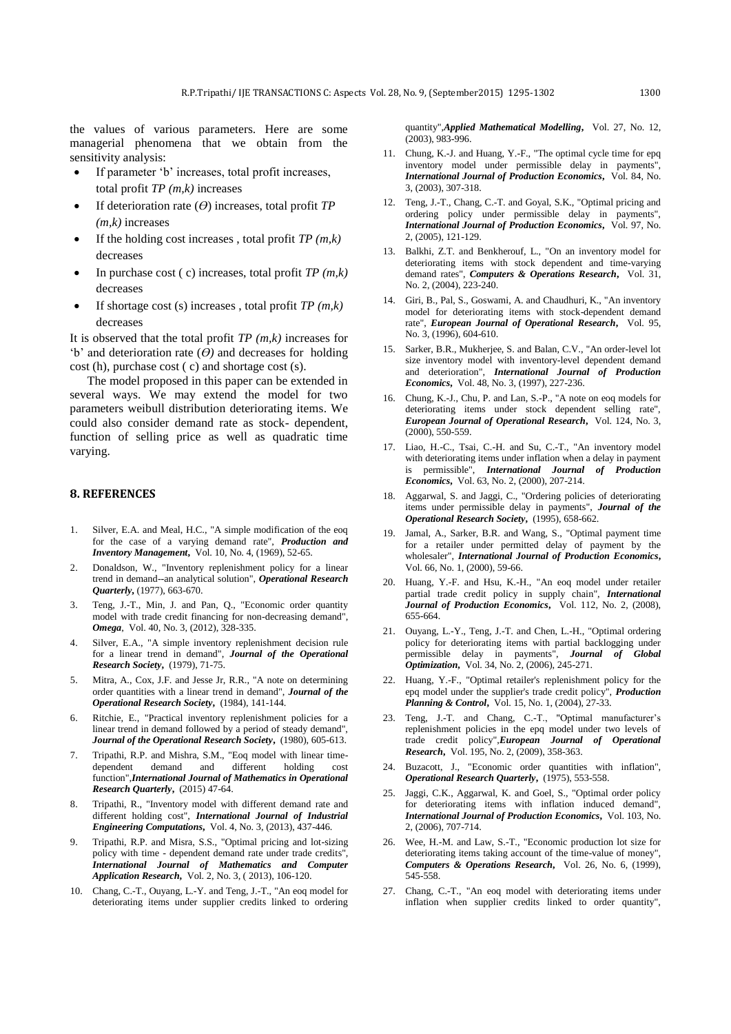the values of various parameters. Here are some managerial phenomena that we obtain from the sensitivity analysis:

- If parameter 'b' increases, total profit increases, total profit *TP (m,k)* increases
- If deterioration rate ($\Theta$) increases, total profit *TP (m,k)* increases
- If the holding cost increases , total profit *TP (m,k)* decreases
- In purchase cost ( c) increases, total profit *TP (m,k)* decreases
- If shortage cost (s) increases , total profit *TP (m,k)* decreases

It is observed that the total profit *TP (m,k)* increases for 'b' and deterioration rate ($\Theta$) and decreases for holding cost (h), purchase cost ( c) and shortage cost (s).

The model proposed in this paper can be extended in several ways. We may extend the model for two parameters weibull distribution deteriorating items. We could also consider demand rate as stock- dependent, function of selling price as well as quadratic time varying.

## 8. REFERENCES

1. Silver, E.A. and Meal, H.C., "A simple modification of the eoq for the case of a varying demand rate", ***Production and Inventory Management*,** Vol. 10, No. 4, (1969), 52-65.
2. Donaldson, W., "Inventory replenishment policy for a linear trend in demand--an analytical solution", ***Operational Research Quarterly*,** (1977), 663-670.
3. Teng, J.-T., Min, J. and Pan, Q., "Economic order quantity model with trade credit financing for non-decreasing demand", ***Omega***, Vol. 40, No. 3, (2012), 328-335.
4. Silver, E.A., "A simple inventory replenishment decision rule for a linear trend in demand", ***Journal of the Operational Research Society*,** (1979), 71-75.
5. Mitra, A., Cox, J.F. and Jesse Jr, R.R., "A note on determining order quantities with a linear trend in demand", ***Journal of the Operational Research Society*,** (1984), 141-144.
6. Ritchie, E., "Practical inventory replenishment policies for a linear trend in demand followed by a period of steady demand", ***Journal of the Operational Research Society*,** (1980), 605-613.
7. Tripathi, R.P. and Mishra, S.M., "Eoq model with linear time-dependent demand and different holding cost function",***International Journal of Mathematics in Operational Research Quarterly*,** (2015) 47-64.
8. Tripathi, R., "Inventory model with different demand rate and different holding cost", ***International Journal of Industrial Engineering Computations*,** Vol. 4, No. 3, (2013), 437-446.
9. Tripathi, R.P. and Misra, S.S., "Optimal pricing and lot-sizing policy with time - dependent demand rate under trade credits", ***International Journal of Mathematics and Computer Application Research*,** Vol. 2, No. 3, ( 2013), 106-120.
10. Chang, C.-T., Ouyang, L.-Y. and Teng, J.-T., "An eoq model for deteriorating items under supplier credits linked to ordering quantity",***Applied Mathematical Modelling*,** Vol. 27, No. 12, (2003), 983-996.
11. Chung, K.-J. and Huang, Y.-F., "The optimal cycle time for epq inventory model under permissible delay in payments", ***International Journal of Production Economics*,** Vol. 84, No. 3, (2003), 307-318.
12. Teng, J.-T., Chang, C.-T. and Goyal, S.K., "Optimal pricing and ordering policy under permissible delay in payments", ***International Journal of Production Economics*,** Vol. 97, No. 2, (2005), 121-129.
13. Balkhi, Z.T. and Benkherouf, L., "On an inventory model for deteriorating items with stock dependent and time-varying demand rates", ***Computers & Operations Research*,** Vol. 31, No. 2, (2004), 223-240.
14. Giri, B., Pal, S., Goswami, A. and Chaudhuri, K., "An inventory model for deteriorating items with stock-dependent demand rate", ***European Journal of Operational Research*,** Vol. 95, No. 3, (1996), 604-610.
15. Sarker, B.R., Mukherjee, S. and Balan, C.V., "An order-level lot size inventory model with inventory-level dependent demand and deterioration", ***International Journal of Production Economics*,** Vol. 48, No. 3, (1997), 227-236.
16. Chung, K.-J., Chu, P. and Lan, S.-P., "A note on eoq models for deteriorating items under stock dependent selling rate", ***European Journal of Operational Research*,** Vol. 124, No. 3, (2000), 550-559.
17. Liao, H.-C., Tsai, C.-H. and Su, C.-T., "An inventory model with deteriorating items under inflation when a delay in payment is permissible", ***International Journal of Production Economics*,** Vol. 63, No. 2, (2000), 207-214.
18. Aggarwal, S. and Jaggi, C., "Ordering policies of deteriorating items under permissible delay in payments", ***Journal of the Operational Research Society*,** (1995), 658-662.
19. Jamal, A., Sarker, B.R. and Wang, S., "Optimal payment time for a retailer under permitted delay of payment by the wholesaler", ***International Journal of Production Economics*,** Vol. 66, No. 1, (2000), 59-66.
20. Huang, Y.-F. and Hsu, K.-H., "An eoq model under retailer partial trade credit policy in supply chain", ***International Journal of Production Economics*,** Vol. 112, No. 2, (2008), 655-664.
21. Ouyang, L.-Y., Teng, J.-T. and Chen, L.-H., "Optimal ordering policy for deteriorating items with partial backlogging under permissible delay in payments", ***Journal of Global Optimization*,** Vol. 34, No. 2, (2006), 245-271.
22. Huang, Y.-F., "Optimal retailer's replenishment policy for the epq model under the supplier's trade credit policy", ***Production Planning & Control*,** Vol. 15, No. 1, (2004), 27-33.
23. Teng, J.-T. and Chang, C.-T., "Optimal manufacturer's replenishment policies in the epq model under two levels of trade credit policy",***European Journal of Operational Research*,** Vol. 195, No. 2, (2009), 358-363.
24. Buzacott, J., "Economic order quantities with inflation", ***Operational Research Quarterly*,** (1975), 553-558.
25. Jaggi, C.K., Aggarwal, K. and Goel, S., "Optimal order policy for deteriorating items with inflation induced demand", ***International Journal of Production Economics*,** Vol. 103, No. 2, (2006), 707-714.
26. Wee, H.-M. and Law, S.-T., "Economic production lot size for deteriorating items taking account of the time-value of money", ***Computers & Operations Research*,** Vol. 26, No. 6, (1999), 545-558.
27. Chang, C.-T., "An eoq model with deteriorating items under inflation when supplier credits linked to order quantity",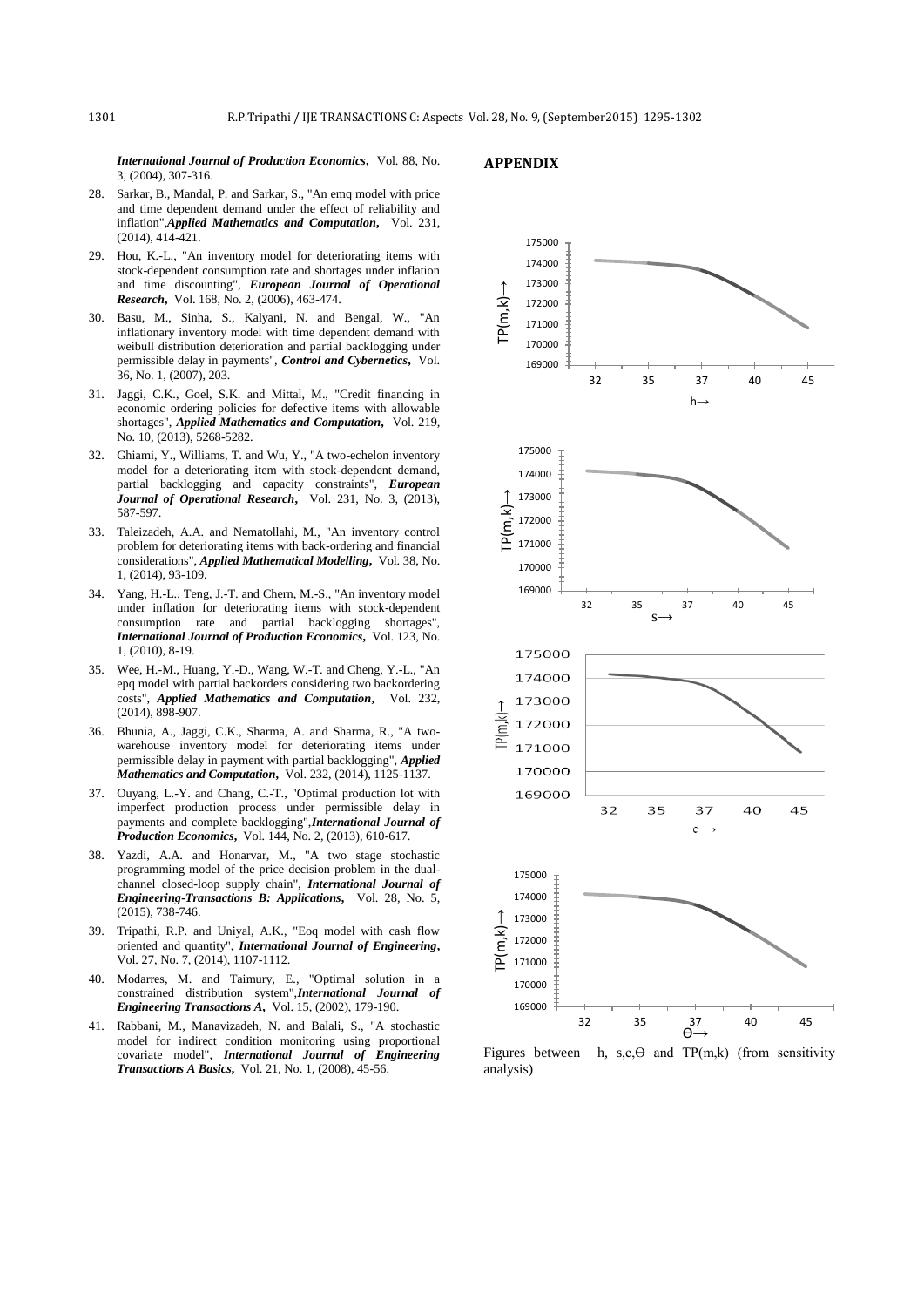*International Journal of Production Economics*, Vol. 88, No. 3, (2004), 307-316.

28. Sarkar, B., Mandal, P. and Sarkar, S., "An emq model with price and time dependent demand under the effect of reliability and inflation",*Applied Mathematics and Computation*, Vol. 231, (2014), 414-421.
29. Hou, K.-L., "An inventory model for deteriorating items with stock-dependent consumption rate and shortages under inflation and time discounting", *European Journal of Operational Research*, Vol. 168, No. 2, (2006), 463-474.
30. Basu, M., Sinha, S., Kalyani, N. and Bengal, W., "An inflationary inventory model with time dependent demand with weibull distribution deterioration and partial backlogging under permissible delay in payments", *Control and Cybernetics*, Vol. 36, No. 1, (2007), 203.
31. Jaggi, C.K., Goel, S.K. and Mittal, M., "Credit financing in economic ordering policies for defective items with allowable shortages", *Applied Mathematics and Computation*, Vol. 219, No. 10, (2013), 5268-5282.
32. Ghiami, Y., Williams, T. and Wu, Y., "A two-echelon inventory model for a deteriorating item with stock-dependent demand, partial backlogging and capacity constraints", *European Journal of Operational Research*, Vol. 231, No. 3, (2013), 587-597.
33. Taleizadeh, A.A. and Nematollahi, M., "An inventory control problem for deteriorating items with back-ordering and financial considerations", *Applied Mathematical Modelling*, Vol. 38, No. 1, (2014), 93-109.
34. Yang, H.-L., Teng, J.-T. and Chern, M.-S., "An inventory model under inflation for deteriorating items with stock-dependent consumption rate and partial backlogging shortages", *International Journal of Production Economics*, Vol. 123, No. 1, (2010), 8-19.
35. Wee, H.-M., Huang, Y.-D., Wang, W.-T. and Cheng, Y.-L., "An epq model with partial backorders considering two backordering costs", *Applied Mathematics and Computation*, Vol. 232, (2014), 898-907.
36. Bhunia, A., Jaggi, C.K., Sharma, A. and Sharma, R., "A two-warehouse inventory model for deteriorating items under permissible delay in payment with partial backlogging", *Applied Mathematics and Computation*, Vol. 232, (2014), 1125-1137.
37. Ouyang, L.-Y. and Chang, C.-T., "Optimal production lot with imperfect production process under permissible delay in payments and complete backlogging",*International Journal of Production Economics*, Vol. 144, No. 2, (2013), 610-617.
38. Yazdi, A.A. and Honarvar, M., "A two stage stochastic programming model of the price decision problem in the dual-channel closed-loop supply chain", *International Journal of Engineering-Transactions B: Applications*, Vol. 28, No. 5, (2015), 738-746.
39. Tripathi, R.P. and Uniyal, A.K., "Eoq model with cash flow oriented and quantity", *International Journal of Engineering*, Vol. 27, No. 7, (2014), 1107-1112.
40. Modarres, M. and Taimury, E., "Optimal solution in a constrained distribution system",*International Journal of Engineering Transactions A*, Vol. 15, (2002), 179-190.
41. Rabbani, M., Manavizadeh, N. and Balali, S., "A stochastic model for indirect condition monitoring using proportional covariate model", *International Journal of Engineering Transactions A Basics*, Vol. 21, No. 1, (2008), 45-56.

## APPENDIX

Figures between h, s,c,$\Theta$ and TP(m,k) (from sensitivity analysis)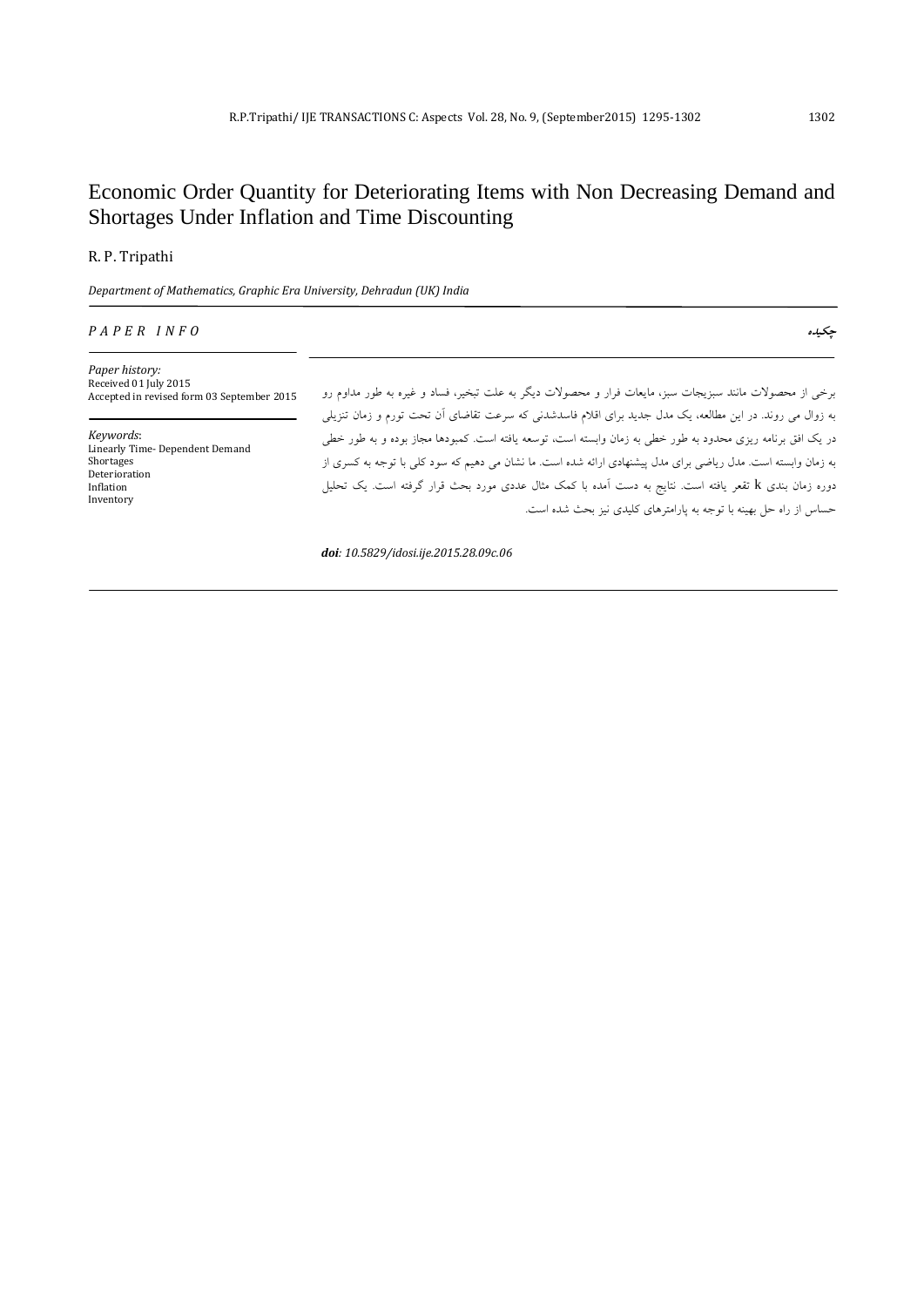# Economic Order Quantity for Deteriorating Items with Non Decreasing Demand and Shortages Under Inflation and Time Discounting

R. P. Tripathi

*Department of Mathematics, Graphic Era University, Dehradun (UK) India*

*PAPER INFO*

*Paper history:*
Received 01 July 2015
Accepted in revised form 03 September 2015

*Keywords*:
Linearly Time- Dependent Demand
Shortages
Deterioration
Inflation
Inventory

**چکیده**

برخی از محصولات مانند سبزیجات سبز، مایعات فرار و محصولات دیگر به علت تبخیر، فساد و غیره به طور مداوم رو به زوال می روند. در این مطالعه، یک مدل جدید برای اقلام فاسدشدنی که سرعت تقاضای آن تحت تورم و زمان تنزیلی در یک افق برنامه ریزی محدود به طور خطی به زمان وابسته است، توسعه یافته است. کمبودها مجاز بوده و به طور خطی به زمان وابسته است. مدل ریاضی برای مدل پیشنهادی ارائه شده است. ما نشان می دهیم که سود کلی با توجه به کسری از دوره زمان بندی k تقعر یافته است. نتایج به دست آمده با کمک مثال عددی مورد بحث قرار گرفته است. یک تحلیل حساس از راه حل بهینه با توجه به پارامترهای کلیدی نیز بحث شده است.

***doi**: 10.5829/idosi.ije.2015.28.09c.06*